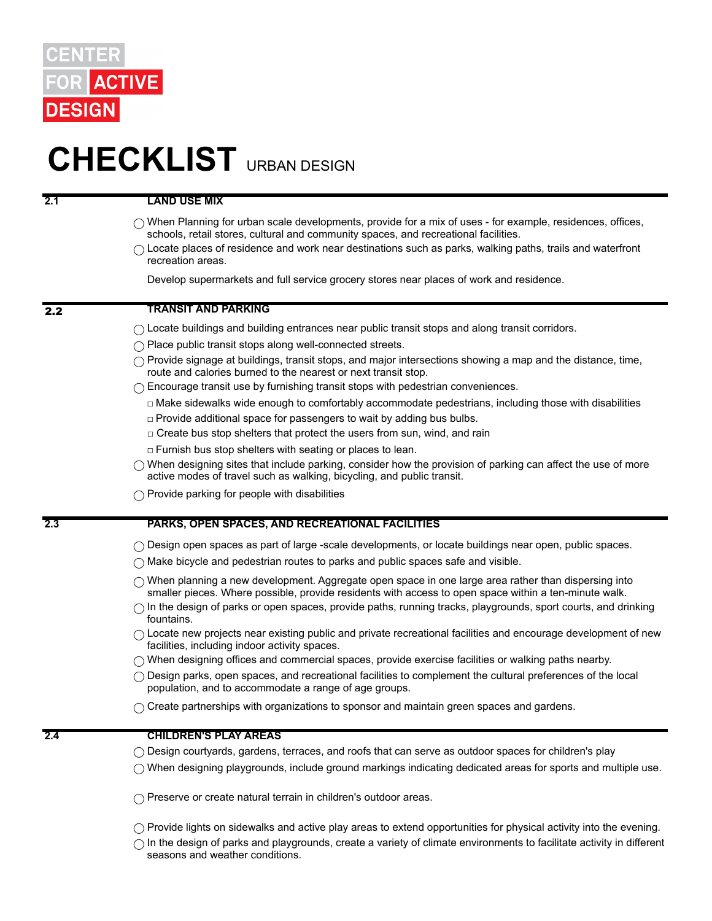CENTER FOR ACTIVE DESIGN

# CHECKLIST URBAN DESIGN

## 2.1 LAND USE MIX

- ◯ When Planning for urban scale developments, provide for a mix of uses - for example, residences, offices, schools, retail stores, cultural and community spaces, and recreational facilities.
- ◯ Locate places of residence and work near destinations such as parks, walking paths, trails and waterfront recreation areas.

Develop supermarkets and full service grocery stores near places of work and residence.

## 2.2 TRANSIT AND PARKING

- ◯ Locate buildings and building entrances near public transit stops and along transit corridors.
- ◯ Place public transit stops along well-connected streets.
- ◯ Provide signage at buildings, transit stops, and major intersections showing a map and the distance, time, route and calories burned to the nearest or next transit stop.
- ◯ Encourage transit use by furnishing transit stops with pedestrian conveniences.
  - □ Make sidewalks wide enough to comfortably accommodate pedestrians, including those with disabilities
  - □ Provide additional space for passengers to wait by adding bus bulbs.
  - □ Create bus stop shelters that protect the users from sun, wind, and rain
  - □ Furnish bus stop shelters with seating or places to lean.
- ◯ When designing sites that include parking, consider how the provision of parking can affect the use of more active modes of travel such as walking, bicycling, and public transit.
- ◯ Provide parking for people with disabilities

## 2.3 PARKS, OPEN SPACES, AND RECREATIONAL FACILITIES

- ◯ Design open spaces as part of large -scale developments, or locate buildings near open, public spaces.
- ◯ Make bicycle and pedestrian routes to parks and public spaces safe and visible.
- ◯ When planning a new development. Aggregate open space in one large area rather than dispersing into smaller pieces. Where possible, provide residents with access to open space within a ten-minute walk.
- ◯ In the design of parks or open spaces, provide paths, running tracks, playgrounds, sport courts, and drinking fountains.
- ◯ Locate new projects near existing public and private recreational facilities and encourage development of new facilities, including indoor activity spaces.
- ◯ When designing offices and commercial spaces, provide exercise facilities or walking paths nearby.
- ◯ Design parks, open spaces, and recreational facilities to complement the cultural preferences of the local population, and to accommodate a range of age groups.
- ◯ Create partnerships with organizations to sponsor and maintain green spaces and gardens.

## 2.4 CHILDREN'S PLAY AREAS

- ◯ Design courtyards, gardens, terraces, and roofs that can serve as outdoor spaces for children's play
- ◯ When designing playgrounds, include ground markings indicating dedicated areas for sports and multiple use.
- ◯ Preserve or create natural terrain in children's outdoor areas.
- ◯ Provide lights on sidewalks and active play areas to extend opportunities for physical activity into the evening.
- ◯ In the design of parks and playgrounds, create a variety of climate environments to facilitate activity in different seasons and weather conditions.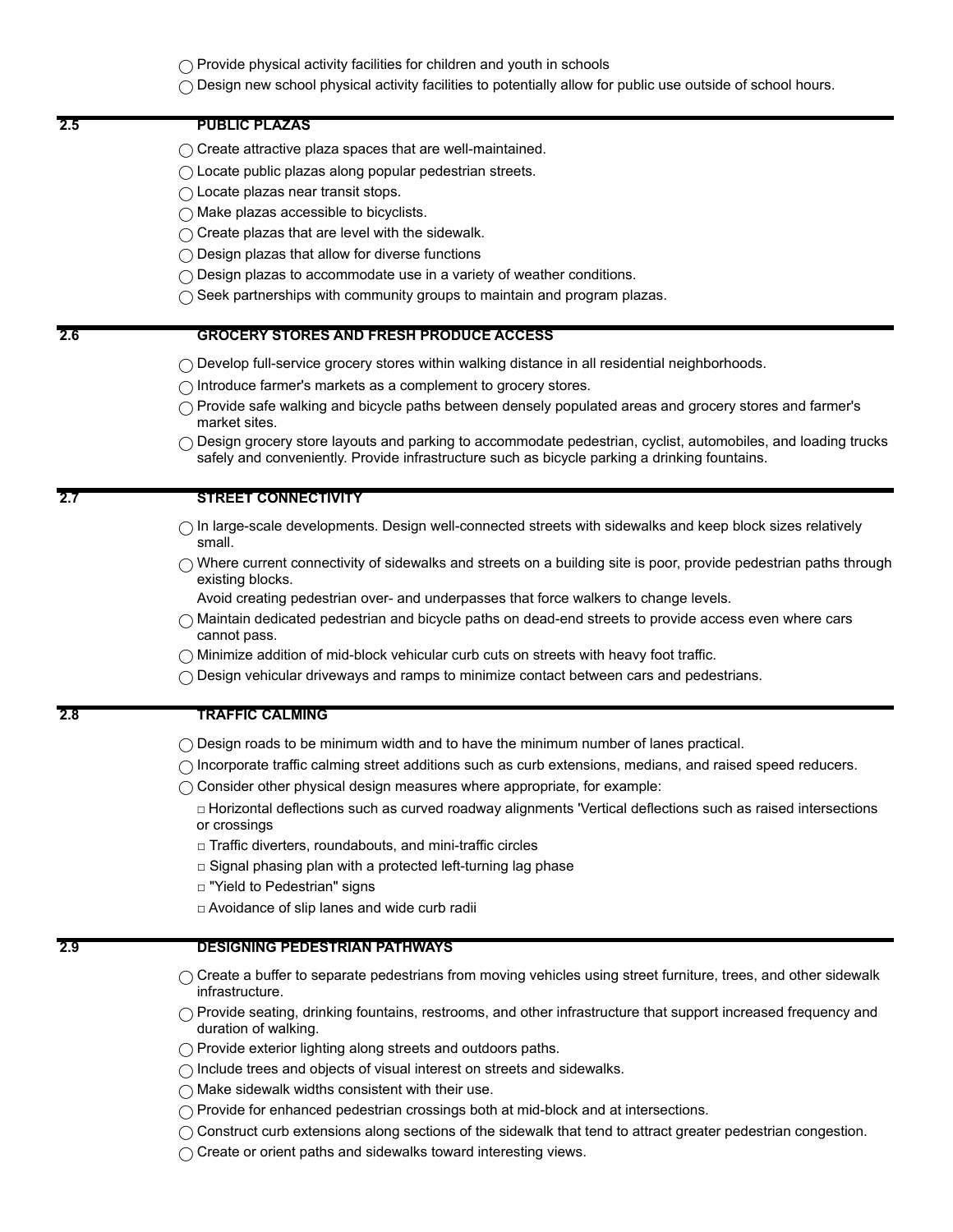- ◯ Provide physical activity facilities for children and youth in schools
- ◯ Design new school physical activity facilities to potentially allow for public use outside of school hours.

## 2.5 PUBLIC PLAZAS

- ◯ Create attractive plaza spaces that are well-maintained.
- ◯ Locate public plazas along popular pedestrian streets.
- ◯ Locate plazas near transit stops.
- ◯ Make plazas accessible to bicyclists.
- ◯ Create plazas that are level with the sidewalk.
- ◯ Design plazas that allow for diverse functions
- ◯ Design plazas to accommodate use in a variety of weather conditions.
- ◯ Seek partnerships with community groups to maintain and program plazas.

## 2.6 GROCERY STORES AND FRESH PRODUCE ACCESS

- ◯ Develop full-service grocery stores within walking distance in all residential neighborhoods.
- ◯ Introduce farmer's markets as a complement to grocery stores.
- ◯ Provide safe walking and bicycle paths between densely populated areas and grocery stores and farmer's market sites.
- ◯ Design grocery store layouts and parking to accommodate pedestrian, cyclist, automobiles, and loading trucks safely and conveniently. Provide infrastructure such as bicycle parking a drinking fountains.

## 2.7 STREET CONNECTIVITY

- ◯ In large-scale developments. Design well-connected streets with sidewalks and keep block sizes relatively small.
- ◯ Where current connectivity of sidewalks and streets on a building site is poor, provide pedestrian paths through existing blocks.
  Avoid creating pedestrian over- and underpasses that force walkers to change levels.
- ◯ Maintain dedicated pedestrian and bicycle paths on dead-end streets to provide access even where cars cannot pass.
- ◯ Minimize addition of mid-block vehicular curb cuts on streets with heavy foot traffic.
- ◯ Design vehicular driveways and ramps to minimize contact between cars and pedestrians.

## 2.8 TRAFFIC CALMING

- ◯ Design roads to be minimum width and to have the minimum number of lanes practical.
- ◯ Incorporate traffic calming street additions such as curb extensions, medians, and raised speed reducers.
- ◯ Consider other physical design measures where appropriate, for example:
  - □ Horizontal deflections such as curved roadway alignments 'Vertical deflections such as raised intersections or crossings
  - □ Traffic diverters, roundabouts, and mini-traffic circles
  - □ Signal phasing plan with a protected left-turning lag phase
  - □ "Yield to Pedestrian" signs
  - □ Avoidance of slip lanes and wide curb radii

## 2.9 DESIGNING PEDESTRIAN PATHWAYS

- ◯ Create a buffer to separate pedestrians from moving vehicles using street furniture, trees, and other sidewalk infrastructure.
- ◯ Provide seating, drinking fountains, restrooms, and other infrastructure that support increased frequency and duration of walking.
- ◯ Provide exterior lighting along streets and outdoors paths.
- ◯ Include trees and objects of visual interest on streets and sidewalks.
- ◯ Make sidewalk widths consistent with their use.
- ◯ Provide for enhanced pedestrian crossings both at mid-block and at intersections.
- ◯ Construct curb extensions along sections of the sidewalk that tend to attract greater pedestrian congestion.
- ◯ Create or orient paths and sidewalks toward interesting views.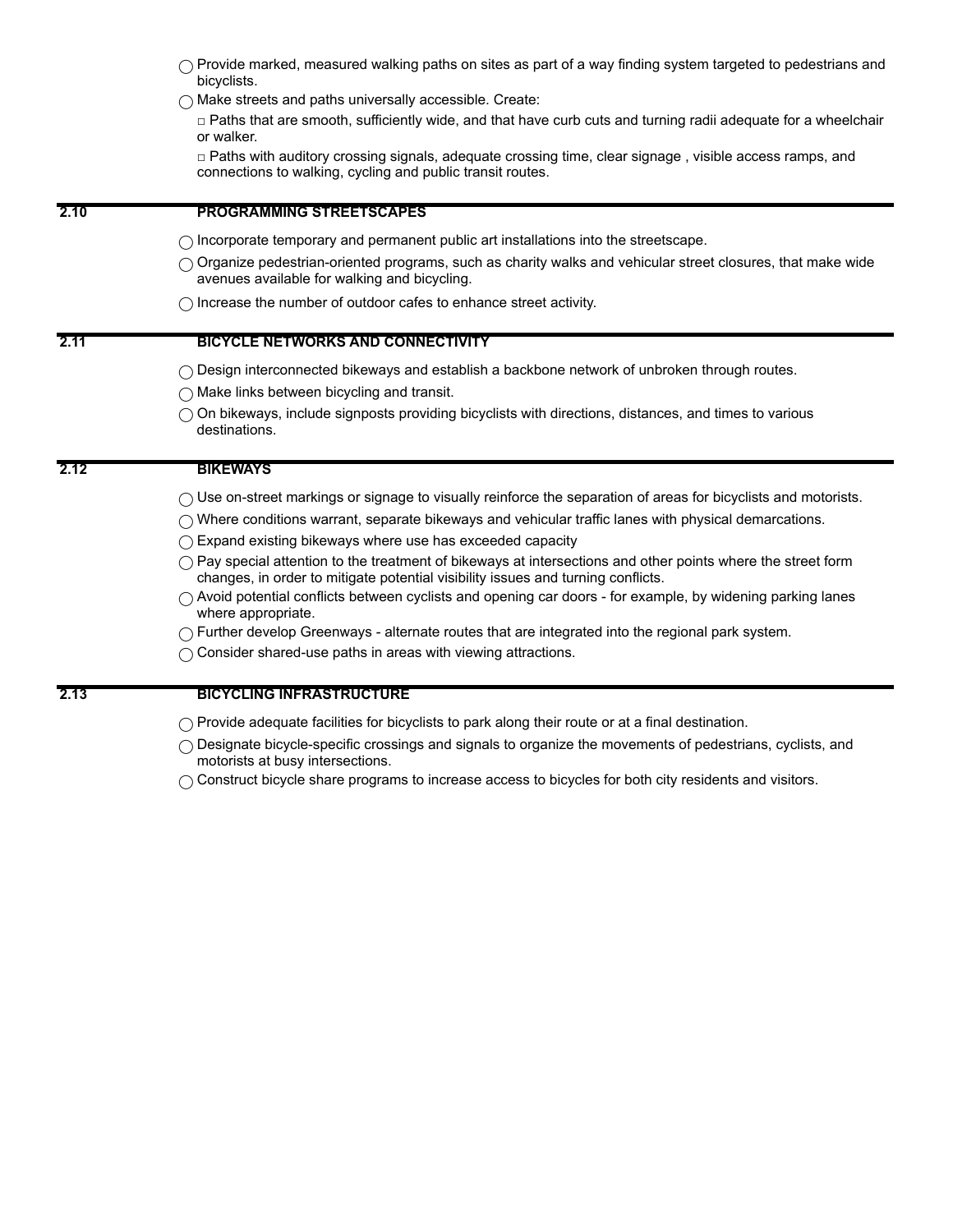- ◯ Provide marked, measured walking paths on sites as part of a way finding system targeted to pedestrians and bicyclists.
- ◯ Make streets and paths universally accessible. Create:
  - □ Paths that are smooth, sufficiently wide, and that have curb cuts and turning radii adequate for a wheelchair or walker.
  - □ Paths with auditory crossing signals, adequate crossing time, clear signage , visible access ramps, and connections to walking, cycling and public transit routes.

## 2.10 PROGRAMMING STREETSCAPES

- ◯ Incorporate temporary and permanent public art installations into the streetscape.
- ◯ Organize pedestrian-oriented programs, such as charity walks and vehicular street closures, that make wide avenues available for walking and bicycling.
- ◯ Increase the number of outdoor cafes to enhance street activity.

## 2.11 BICYCLE NETWORKS AND CONNECTIVITY

- ◯ Design interconnected bikeways and establish a backbone network of unbroken through routes.
- ◯ Make links between bicycling and transit.
- ◯ On bikeways, include signposts providing bicyclists with directions, distances, and times to various destinations.

## 2.12 BIKEWAYS

- ◯ Use on-street markings or signage to visually reinforce the separation of areas for bicyclists and motorists.
- ◯ Where conditions warrant, separate bikeways and vehicular traffic lanes with physical demarcations.
- ◯ Expand existing bikeways where use has exceeded capacity
- ◯ Pay special attention to the treatment of bikeways at intersections and other points where the street form changes, in order to mitigate potential visibility issues and turning conflicts.
- ◯ Avoid potential conflicts between cyclists and opening car doors - for example, by widening parking lanes where appropriate.
- ◯ Further develop Greenways - alternate routes that are integrated into the regional park system.
- ◯ Consider shared-use paths in areas with viewing attractions.

## 2.13 BICYCLING INFRASTRUCTURE

- ◯ Provide adequate facilities for bicyclists to park along their route or at a final destination.
- ◯ Designate bicycle-specific crossings and signals to organize the movements of pedestrians, cyclists, and motorists at busy intersections.
- ◯ Construct bicycle share programs to increase access to bicycles for both city residents and visitors.